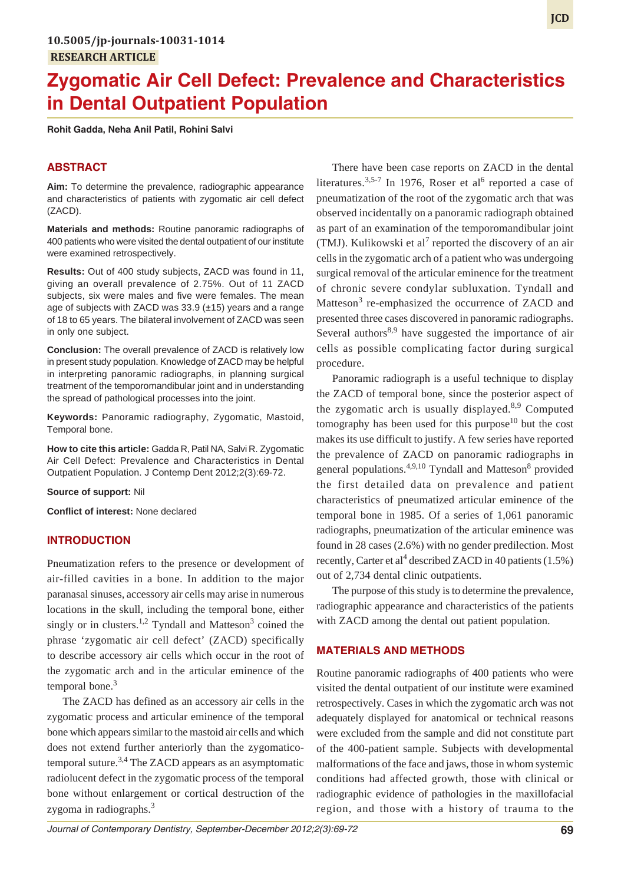10.5005/jp-journals-10031-1014

RESEARCH ARTICLE

# Zygomatic Air Cell Defect: Prevalence and Characteristics in Dental Outpatient Population

**Rohit Gadda, Neha Anil Patil, Rohini Salvi**

## ABSTRACT

**Aim:** To determine the prevalence, radiographic appearance and characteristics of patients with zygomatic air cell defect (ZACD).

**Materials and methods:** Routine panoramic radiographs of 400 patients who were visited the dental outpatient of our institute were examined retrospectively.

**Results:** Out of 400 study subjects, ZACD was found in 11, giving an overall prevalence of 2.75%. Out of 11 ZACD subjects, six were males and five were females. The mean age of subjects with ZACD was 33.9 (±15) years and a range of 18 to 65 years. The bilateral involvement of ZACD was seen in only one subject.

**Conclusion:** The overall prevalence of ZACD is relatively low in present study population. Knowledge of ZACD may be helpful in interpreting panoramic radiographs, in planning surgical treatment of the temporomandibular joint and in understanding the spread of pathological processes into the joint.

**Keywords:** Panoramic radiography, Zygomatic, Mastoid, Temporal bone.

**How to cite this article:** Gadda R, Patil NA, Salvi R. Zygomatic Air Cell Defect: Prevalence and Characteristics in Dental Outpatient Population. J Contemp Dent 2012;2(3):69-72.

**Source of support:** Nil

**Conflict of interest:** None declared

## INTRODUCTION

Pneumatization refers to the presence or development of air-filled cavities in a bone. In addition to the major paranasal sinuses, accessory air cells may arise in numerous locations in the skull, including the temporal bone, either singly or in clusters.[1,2] Tyndall and Matteson[3] coined the phrase 'zygomatic air cell defect' (ZACD) specifically to describe accessory air cells which occur in the root of the zygomatic arch and in the articular eminence of the temporal bone.[3]

The ZACD has defined as an accessory air cells in the zygomatic process and articular eminence of the temporal bone which appears similar to the mastoid air cells and which does not extend further anteriorly than the zygomatico-temporal suture.[3,4] The ZACD appears as an asymptomatic radiolucent defect in the zygomatic process of the temporal bone without enlargement or cortical destruction of the zygoma in radiographs.[3]

There have been case reports on ZACD in the dental literatures.[3,5-7] In 1976, Roser et al[6] reported a case of pneumatization of the root of the zygomatic arch that was observed incidentally on a panoramic radiograph obtained as part of an examination of the temporomandibular joint (TMJ). Kulikowski et al[7] reported the discovery of an air cells in the zygomatic arch of a patient who was undergoing surgical removal of the articular eminence for the treatment of chronic severe condylar subluxation. Tyndall and Matteson[3] re-emphasized the occurrence of ZACD and presented three cases discovered in panoramic radiographs. Several authors[8,9] have suggested the importance of air cells as possible complicating factor during surgical procedure.

Panoramic radiograph is a useful technique to display the ZACD of temporal bone, since the posterior aspect of the zygomatic arch is usually displayed.[8,9] Computed tomography has been used for this purpose[10] but the cost makes its use difficult to justify. A few series have reported the prevalence of ZACD on panoramic radiographs in general populations.[4,9,10] Tyndall and Matteson[8] provided the first detailed data on prevalence and patient characteristics of pneumatized articular eminence of the temporal bone in 1985. Of a series of 1,061 panoramic radiographs, pneumatization of the articular eminence was found in 28 cases (2.6%) with no gender predilection. Most recently, Carter et al[4] described ZACD in 40 patients (1.5%) out of 2,734 dental clinic outpatients.

The purpose of this study is to determine the prevalence, radiographic appearance and characteristics of the patients with ZACD among the dental out patient population.

## MATERIALS AND METHODS

Routine panoramic radiographs of 400 patients who were visited the dental outpatient of our institute were examined retrospectively. Cases in which the zygomatic arch was not adequately displayed for anatomical or technical reasons were excluded from the sample and did not constitute part of the 400-patient sample. Subjects with developmental malformations of the face and jaws, those in whom systemic conditions had affected growth, those with clinical or radiographic evidence of pathologies in the maxillofacial region, and those with a history of trauma to the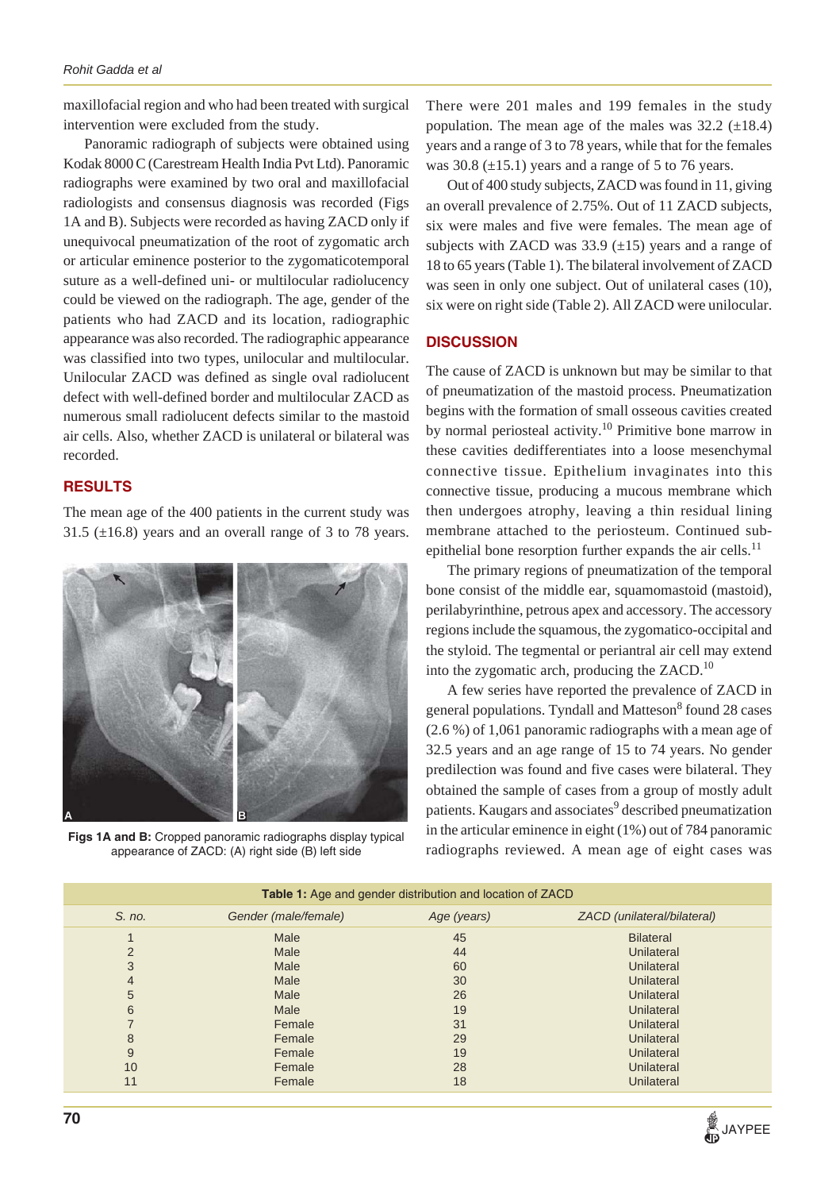maxillofacial region and who had been treated with surgical intervention were excluded from the study.

Panoramic radiograph of subjects were obtained using Kodak 8000 C (Carestream Health India Pvt Ltd). Panoramic radiographs were examined by two oral and maxillofacial radiologists and consensus diagnosis was recorded (Figs 1A and B). Subjects were recorded as having ZACD only if unequivocal pneumatization of the root of zygomatic arch or articular eminence posterior to the zygomaticotemporal suture as a well-defined uni- or multilocular radiolucency could be viewed on the radiograph. The age, gender of the patients who had ZACD and its location, radiographic appearance was also recorded. The radiographic appearance was classified into two types, unilocular and multilocular. Unilocular ZACD was defined as single oval radiolucent defect with well-defined border and multilocular ZACD as numerous small radiolucent defects similar to the mastoid air cells. Also, whether ZACD is unilateral or bilateral was recorded.

## RESULTS

The mean age of the 400 patients in the current study was 31.5 (±16.8) years and an overall range of 3 to 78 years.

**Figs 1A and B:** Cropped panoramic radiographs display typical appearance of ZACD: (A) right side (B) left side

There were 201 males and 199 females in the study population. The mean age of the males was 32.2 (±18.4) years and a range of 3 to 78 years, while that for the females was 30.8 (±15.1) years and a range of 5 to 76 years.

Out of 400 study subjects, ZACD was found in 11, giving an overall prevalence of 2.75%. Out of 11 ZACD subjects, six were males and five were females. The mean age of subjects with ZACD was 33.9 (±15) years and a range of 18 to 65 years (Table 1). The bilateral involvement of ZACD was seen in only one subject. Out of unilateral cases (10), six were on right side (Table 2). All ZACD were unilocular.

## DISCUSSION

The cause of ZACD is unknown but may be similar to that of pneumatization of the mastoid process. Pneumatization begins with the formation of small osseous cavities created by normal periosteal activity.[10] Primitive bone marrow in these cavities dedifferentiates into a loose mesenchymal connective tissue. Epithelium invaginates into this connective tissue, producing a mucous membrane which then undergoes atrophy, leaving a thin residual lining membrane attached to the periosteum. Continued sub-epithelial bone resorption further expands the air cells.[11]

The primary regions of pneumatization of the temporal bone consist of the middle ear, squamomastoid (mastoid), perilabyrinthine, petrous apex and accessory. The accessory regions include the squamous, the zygomatico-occipital and the styloid. The tegmental or periantral air cell may extend into the zygomatic arch, producing the ZACD.[10]

A few series have reported the prevalence of ZACD in general populations. Tyndall and Matteson[8] found 28 cases (2.6 %) of 1,061 panoramic radiographs with a mean age of 32.5 years and an age range of 15 to 74 years. No gender predilection was found and five cases were bilateral. They obtained the sample of cases from a group of mostly adult patients. Kaugars and associates[9] described pneumatization in the articular eminence in eight (1%) out of 784 panoramic radiographs reviewed. A mean age of eight cases was

**Table 1:** Age and gender distribution and location of ZACD

| S. no. | Gender (male/female) | Age (years) | ZACD (unilateral/bilateral) |
|---|---|---|---|
| 1 | Male | 45 | Bilateral |
| 2 | Male | 44 | Unilateral |
| 3 | Male | 60 | Unilateral |
| 4 | Male | 30 | Unilateral |
| 5 | Male | 26 | Unilateral |
| 6 | Male | 19 | Unilateral |
| 7 | Female | 31 | Unilateral |
| 8 | Female | 29 | Unilateral |
| 9 | Female | 19 | Unilateral |
| 10 | Female | 28 | Unilateral |
| 11 | Female | 18 | Unilateral |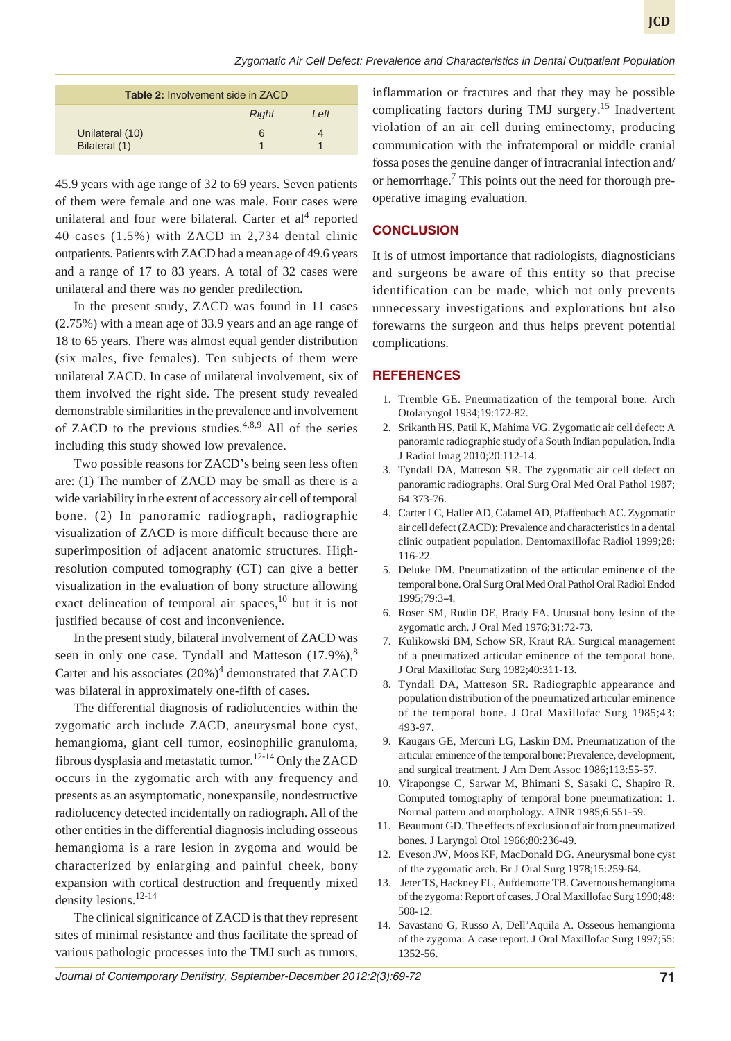**Table 2:** Involvement side in ZACD

| | Right | Left |
|---|---|---|
| Unilateral (10) | 6 | 4 |
| Bilateral (1) | 1 | 1 |

45.9 years with age range of 32 to 69 years. Seven patients of them were female and one was male. Four cases were unilateral and four were bilateral. Carter et al[4] reported 40 cases (1.5%) with ZACD in 2,734 dental clinic outpatients. Patients with ZACD had a mean age of 49.6 years and a range of 17 to 83 years. A total of 32 cases were unilateral and there was no gender predilection.

In the present study, ZACD was found in 11 cases (2.75%) with a mean age of 33.9 years and an age range of 18 to 65 years. There was almost equal gender distribution (six males, five females). Ten subjects of them were unilateral ZACD. In case of unilateral involvement, six of them involved the right side. The present study revealed demonstrable similarities in the prevalence and involvement of ZACD to the previous studies.[4,8,9] All of the series including this study showed low prevalence.

Two possible reasons for ZACD's being seen less often are: (1) The number of ZACD may be small as there is a wide variability in the extent of accessory air cell of temporal bone. (2) In panoramic radiograph, radiographic visualization of ZACD is more difficult because there are superimposition of adjacent anatomic structures. High-resolution computed tomography (CT) can give a better visualization in the evaluation of bony structure allowing exact delineation of temporal air spaces,[10] but it is not justified because of cost and inconvenience.

In the present study, bilateral involvement of ZACD was seen in only one case. Tyndall and Matteson (17.9%),[8] Carter and his associates (20%)[4] demonstrated that ZACD was bilateral in approximately one-fifth of cases.

The differential diagnosis of radiolucencies within the zygomatic arch include ZACD, aneurysmal bone cyst, hemangioma, giant cell tumor, eosinophilic granuloma, fibrous dysplasia and metastatic tumor.[12-14] Only the ZACD occurs in the zygomatic arch with any frequency and presents as an asymptomatic, nonexpansile, nondestructive radiolucency detected incidentally on radiograph. All of the other entities in the differential diagnosis including osseous hemangioma is a rare lesion in zygoma and would be characterized by enlarging and painful cheek, bony expansion with cortical destruction and frequently mixed density lesions.[12-14]

The clinical significance of ZACD is that they represent sites of minimal resistance and thus facilitate the spread of various pathologic processes into the TMJ such as tumors, inflammation or fractures and that they may be possible complicating factors during TMJ surgery.[15] Inadvertent violation of an air cell during eminectomy, producing communication with the infratemporal or middle cranial fossa poses the genuine danger of intracranial infection and/or hemorrhage.[7] This points out the need for thorough pre-operative imaging evaluation.

## CONCLUSION

It is of utmost importance that radiologists, diagnosticians and surgeons be aware of this entity so that precise identification can be made, which not only prevents unnecessary investigations and explorations but also forewarns the surgeon and thus helps prevent potential complications.

## REFERENCES

1. Tremble GE. Pneumatization of the temporal bone. Arch Otolaryngol 1934;19:172-82.
2. Srikanth HS, Patil K, Mahima VG. Zygomatic air cell defect: A panoramic radiographic study of a South Indian population. India J Radiol Imag 2010;20:112-14.
3. Tyndall DA, Matteson SR. The zygomatic air cell defect on panoramic radiographs. Oral Surg Oral Med Oral Pathol 1987; 64:373-76.
4. Carter LC, Haller AD, Calamel AD, Pfaffenbach AC. Zygomatic air cell defect (ZACD): Prevalence and characteristics in a dental clinic outpatient population. Dentomaxillofac Radiol 1999;28: 116-22.
5. Deluke DM. Pneumatization of the articular eminence of the temporal bone. Oral Surg Oral Med Oral Pathol Oral Radiol Endod 1995;79:3-4.
6. Roser SM, Rudin DE, Brady FA. Unusual bony lesion of the zygomatic arch. J Oral Med 1976;31:72-73.
7. Kulikowski BM, Schow SR, Kraut RA. Surgical management of a pneumatized articular eminence of the temporal bone. J Oral Maxillofac Surg 1982;40:311-13.
8. Tyndall DA, Matteson SR. Radiographic appearance and population distribution of the pneumatized articular eminence of the temporal bone. J Oral Maxillofac Surg 1985;43: 493-97.
9. Kaugars GE, Mercuri LG, Laskin DM. Pneumatization of the articular eminence of the temporal bone: Prevalence, development, and surgical treatment. J Am Dent Assoc 1986;113:55-57.
10. Virapongse C, Sarwar M, Bhimani S, Sasaki C, Shapiro R. Computed tomography of temporal bone pneumatization: 1. Normal pattern and morphology. AJNR 1985;6:551-59.
11. Beaumont GD. The effects of exclusion of air from pneumatized bones. J Laryngol Otol 1966;80:236-49.
12. Eveson JW, Moos KF, MacDonald DG. Aneurysmal bone cyst of the zygomatic arch. Br J Oral Surg 1978;15:259-64.
13. Jeter TS, Hackney FL, Aufdemorte TB. Cavernous hemangioma of the zygoma: Report of cases. J Oral Maxillofac Surg 1990;48: 508-12.
14. Savastano G, Russo A, Dell'Aquila A. Osseous hemangioma of the zygoma: A case report. J Oral Maxillofac Surg 1997;55: 1352-56.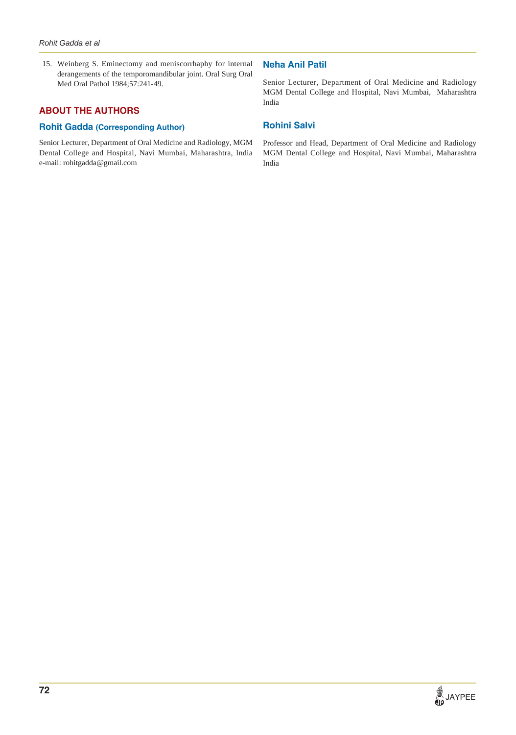15. Weinberg S. Eminectomy and meniscorrhaphy for internal derangements of the temporomandibular joint. Oral Surg Oral Med Oral Pathol 1984;57:241-49.

## ABOUT THE AUTHORS

### Rohit Gadda (Corresponding Author)

Senior Lecturer, Department of Oral Medicine and Radiology, MGM Dental College and Hospital, Navi Mumbai, Maharashtra, India
e-mail: rohitgadda@gmail.com

### Neha Anil Patil

Senior Lecturer, Department of Oral Medicine and Radiology MGM Dental College and Hospital, Navi Mumbai, Maharashtra India

### Rohini Salvi

Professor and Head, Department of Oral Medicine and Radiology MGM Dental College and Hospital, Navi Mumbai, Maharashtra India